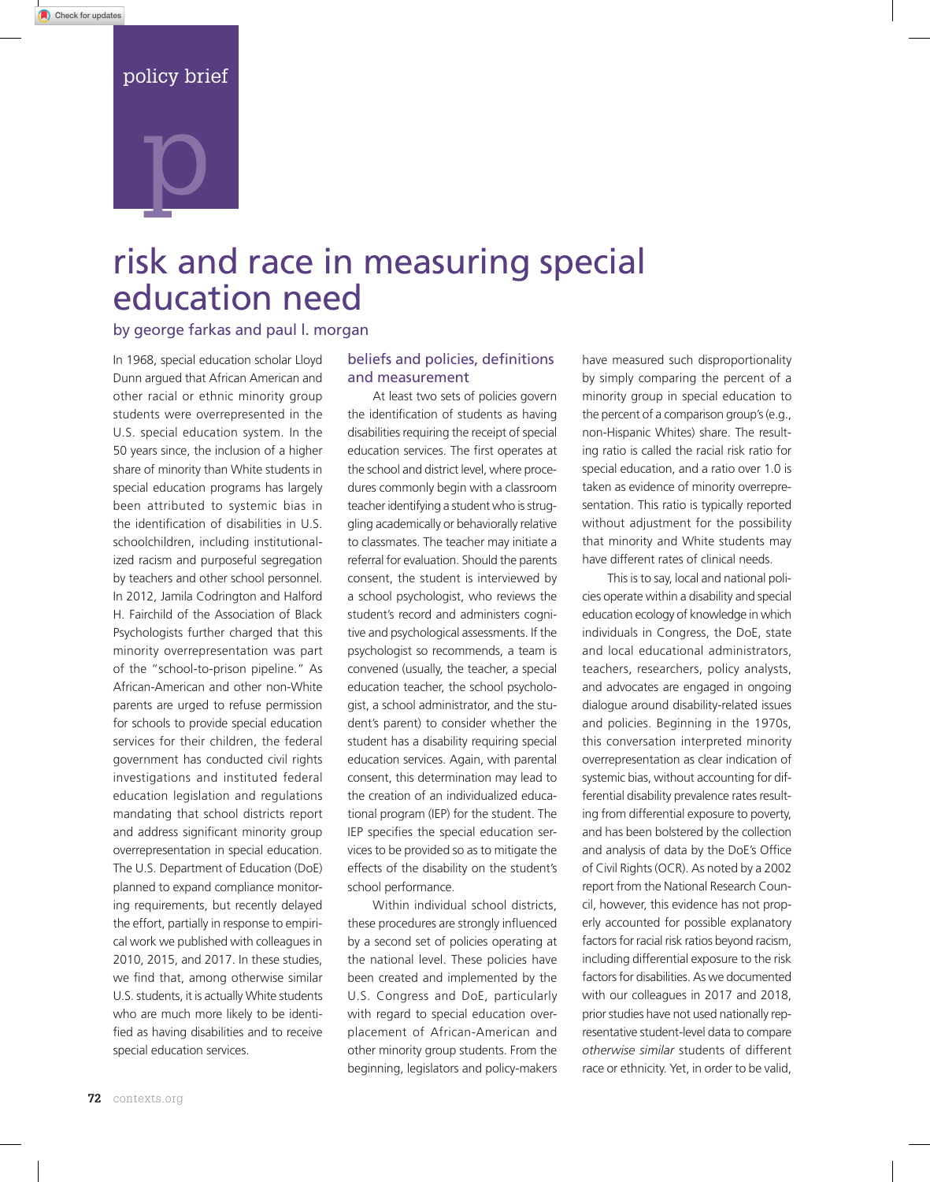policy brief

# risk and race in measuring special education need

by george farkas and paul l. morgan

In 1968, special education scholar Lloyd Dunn argued that African American and other racial or ethnic minority group students were overrepresented in the U.S. special education system. In the 50 years since, the inclusion of a higher share of minority than White students in special education programs has largely been attributed to systemic bias in the identification of disabilities in U.S. schoolchildren, including institutionalized racism and purposeful segregation by teachers and other school personnel. In 2012, Jamila Codrington and Halford H. Fairchild of the Association of Black Psychologists further charged that this minority overrepresentation was part of the "school-to-prison pipeline." As African-American and other non-White parents are urged to refuse permission for schools to provide special education services for their children, the federal government has conducted civil rights investigations and instituted federal education legislation and regulations mandating that school districts report and address significant minority group overrepresentation in special education. The U.S. Department of Education (DoE) planned to expand compliance monitoring requirements, but recently delayed the effort, partially in response to empirical work we published with colleagues in 2010, 2015, and 2017. In these studies, we find that, among otherwise similar U.S. students, it is actually White students who are much more likely to be identified as having disabilities and to receive special education services.

## beliefs and policies, definitions and measurement

At least two sets of policies govern the identification of students as having disabilities requiring the receipt of special education services. The first operates at the school and district level, where procedures commonly begin with a classroom teacher identifying a student who is struggling academically or behaviorally relative to classmates. The teacher may initiate a referral for evaluation. Should the parents consent, the student is interviewed by a school psychologist, who reviews the student's record and administers cognitive and psychological assessments. If the psychologist so recommends, a team is convened (usually, the teacher, a special education teacher, the school psychologist, a school administrator, and the student's parent) to consider whether the student has a disability requiring special education services. Again, with parental consent, this determination may lead to the creation of an individualized educational program (IEP) for the student. The IEP specifies the special education services to be provided so as to mitigate the effects of the disability on the student's school performance.

Within individual school districts, these procedures are strongly influenced by a second set of policies operating at the national level. These policies have been created and implemented by the U.S. Congress and DoE, particularly with regard to special education overplacement of African-American and other minority group students. From the beginning, legislators and policy-makers have measured such disproportionality by simply comparing the percent of a minority group in special education to the percent of a comparison group's (e.g., non-Hispanic Whites) share. The resulting ratio is called the racial risk ratio for special education, and a ratio over 1.0 is taken as evidence of minority overrepresentation. This ratio is typically reported without adjustment for the possibility that minority and White students may have different rates of clinical needs.

This is to say, local and national policies operate within a disability and special education ecology of knowledge in which individuals in Congress, the DoE, state and local educational administrators, teachers, researchers, policy analysts, and advocates are engaged in ongoing dialogue around disability-related issues and policies. Beginning in the 1970s, this conversation interpreted minority overrepresentation as clear indication of systemic bias, without accounting for differential disability prevalence rates resulting from differential exposure to poverty, and has been bolstered by the collection and analysis of data by the DoE's Office of Civil Rights (OCR). As noted by a 2002 report from the National Research Council, however, this evidence has not properly accounted for possible explanatory factors for racial risk ratios beyond racism, including differential exposure to the risk factors for disabilities. As we documented with our colleagues in 2017 and 2018, prior studies have not used nationally representative student-level data to compare *otherwise similar* students of different race or ethnicity. Yet, in order to be valid,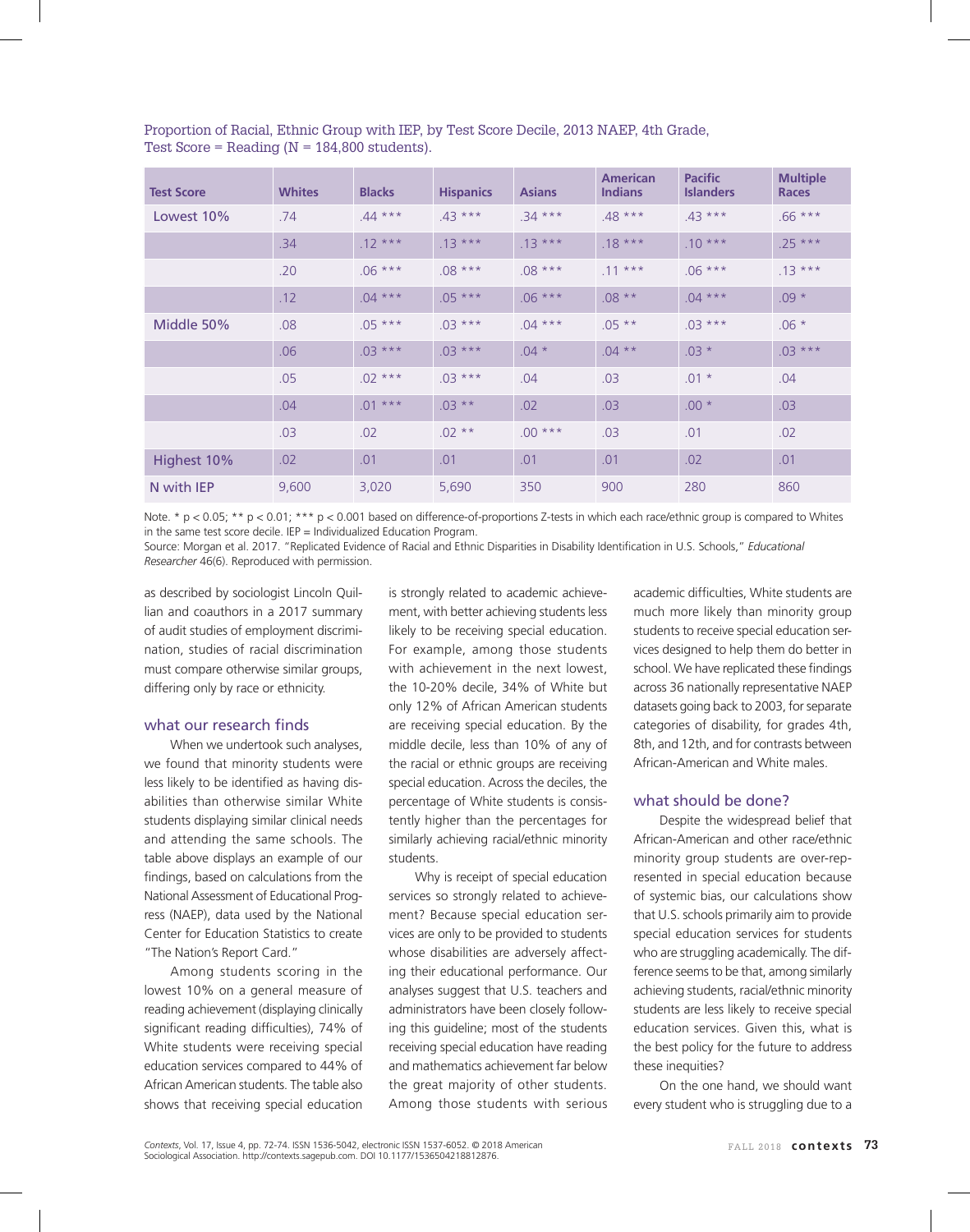Proportion of Racial, Ethnic Group with IEP, by Test Score Decile, 2013 NAEP, 4th Grade, Test Score = Reading (N = 184,800 students).

| Test Score | Whites | Blacks | Hispanics | Asians | American Indians | Pacific Islanders | Multiple Races |
|---|---|---|---|---|---|---|---|
| Lowest 10% | .74 | .44 *** | .43 *** | .34 *** | .48 *** | .43 *** | .66 *** |
| | .34 | .12 *** | .13 *** | .13 *** | .18 *** | .10 *** | .25 *** |
| | .20 | .06 *** | .08 *** | .08 *** | .11 *** | .06 *** | .13 *** |
| | .12 | .04 *** | .05 *** | .06 *** | .08 ** | .04 *** | .09 * |
| Middle 50% | .08 | .05 *** | .03 *** | .04 *** | .05 ** | .03 *** | .06 * |
| | .06 | .03 *** | .03 *** | .04 * | .04 ** | .03 * | .03 *** |
| | .05 | .02 *** | .03 *** | .04 | .03 | .01 * | .04 |
| | .04 | .01 *** | .03 ** | .02 | .03 | .00 * | .03 |
| | .03 | .02 | .02 ** | .00 *** | .03 | .01 | .02 |
| Highest 10% | .02 | .01 | .01 | .01 | .01 | .02 | .01 |
| N with IEP | 9,600 | 3,020 | 5,690 | 350 | 900 | 280 | 860 |

Note. * $p < 0.05$; ** $p < 0.01$; *** $p < 0.001$ based on difference-of-proportions Z-tests in which each race/ethnic group is compared to Whites in the same test score decile. IEP = Individualized Education Program.

Source: Morgan et al. 2017. "Replicated Evidence of Racial and Ethnic Disparities in Disability Identification in U.S. Schools," *Educational Researcher* 46(6). Reproduced with permission.

as described by sociologist Lincoln Quillian and coauthors in a 2017 summary of audit studies of employment discrimination, studies of racial discrimination must compare otherwise similar groups, differing only by race or ethnicity.

## what our research finds

When we undertook such analyses, we found that minority students were less likely to be identified as having disabilities than otherwise similar White students displaying similar clinical needs and attending the same schools. The table above displays an example of our findings, based on calculations from the National Assessment of Educational Progress (NAEP), data used by the National Center for Education Statistics to create "The Nation's Report Card."

Among students scoring in the lowest 10% on a general measure of reading achievement (displaying clinically significant reading difficulties), 74% of White students were receiving special education services compared to 44% of African American students. The table also shows that receiving special education is strongly related to academic achievement, with better achieving students less likely to be receiving special education. For example, among those students with achievement in the next lowest, the 10-20% decile, 34% of White but only 12% of African American students are receiving special education. By the middle decile, less than 10% of any of the racial or ethnic groups are receiving special education. Across the deciles, the percentage of White students is consistently higher than the percentages for similarly achieving racial/ethnic minority students.

Why is receipt of special education services so strongly related to achievement? Because special education services are only to be provided to students whose disabilities are adversely affecting their educational performance. Our analyses suggest that U.S. teachers and administrators have been closely following this guideline; most of the students receiving special education have reading and mathematics achievement far below the great majority of other students. Among those students with serious academic difficulties, White students are much more likely than minority group students to receive special education services designed to help them do better in school. We have replicated these findings across 36 nationally representative NAEP datasets going back to 2003, for separate categories of disability, for grades 4th, 8th, and 12th, and for contrasts between African-American and White males.

## what should be done?

Despite the widespread belief that African-American and other race/ethnic minority group students are over-represented in special education because of systemic bias, our calculations show that U.S. schools primarily aim to provide special education services for students who are struggling academically. The difference seems to be that, among similarly achieving students, racial/ethnic minority students are less likely to receive special education services. Given this, what is the best policy for the future to address these inequities?

On the one hand, we should want every student who is struggling due to a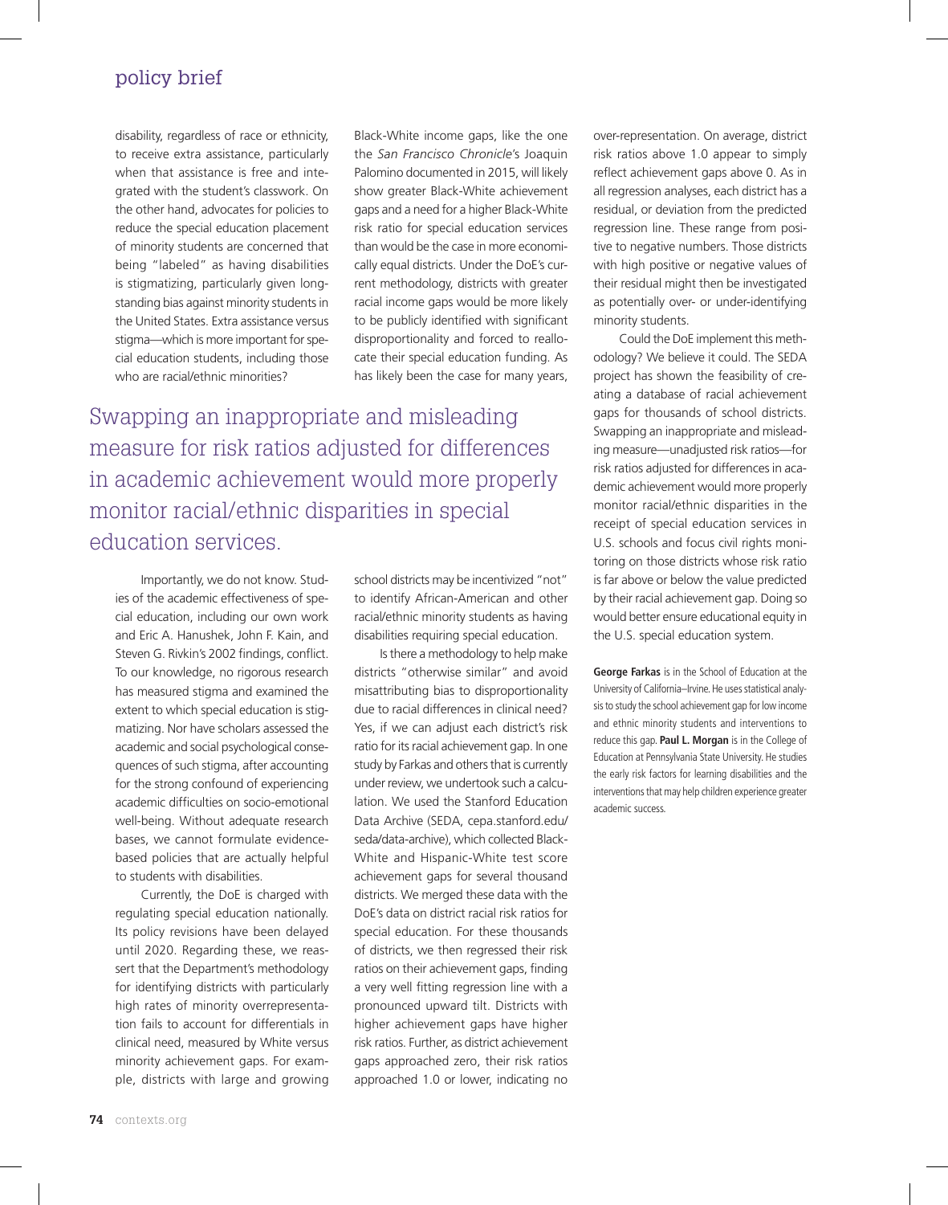disability, regardless of race or ethnicity, to receive extra assistance, particularly when that assistance is free and integrated with the student's classwork. On the other hand, advocates for policies to reduce the special education placement of minority students are concerned that being "labeled" as having disabilities is stigmatizing, particularly given longstanding bias against minority students in the United States. Extra assistance versus stigma—which is more important for special education students, including those who are racial/ethnic minorities?

Importantly, we do not know. Studies of the academic effectiveness of special education, including our own work and Eric A. Hanushek, John F. Kain, and Steven G. Rivkin's 2002 findings, conflict. To our knowledge, no rigorous research has measured stigma and examined the extent to which special education is stigmatizing. Nor have scholars assessed the academic and social psychological consequences of such stigma, after accounting for the strong confound of experiencing academic difficulties on socio-emotional well-being. Without adequate research bases, we cannot formulate evidence-based policies that are actually helpful to students with disabilities.

Currently, the DoE is charged with regulating special education nationally. Its policy revisions have been delayed until 2020. Regarding these, we reassert that the Department's methodology for identifying districts with particularly high rates of minority overrepresentation fails to account for differentials in clinical need, measured by White versus minority achievement gaps. For example, districts with large and growing Black-White income gaps, like the one the *San Francisco Chronicle*'s Joaquin Palomino documented in 2015, will likely show greater Black-White achievement gaps and a need for a higher Black-White risk ratio for special education services than would be the case in more economically equal districts. Under the DoE's current methodology, districts with greater racial income gaps would be more likely to be publicly identified with significant disproportionality and forced to reallocate their special education funding. As has likely been the case for many years, school districts may be incentivized "not" to identify African-American and other racial/ethnic minority students as having disabilities requiring special education.

> Swapping an inappropriate and misleading measure for risk ratios adjusted for differences in academic achievement would more properly monitor racial/ethnic disparities in special education services.

Is there a methodology to help make districts "otherwise similar" and avoid misattributing bias to disproportionality due to racial differences in clinical need? Yes, if we can adjust each district's risk ratio for its racial achievement gap. In one study by Farkas and others that is currently under review, we undertook such a calculation. We used the Stanford Education Data Archive (SEDA, cepa.stanford.edu/seda/data-archive), which collected Black-White and Hispanic-White test score achievement gaps for several thousand districts. We merged these data with the DoE's data on district racial risk ratios for special education. For these thousands of districts, we then regressed their risk ratios on their achievement gaps, finding a very well fitting regression line with a pronounced upward tilt. Districts with higher achievement gaps have higher risk ratios. Further, as district achievement gaps approached zero, their risk ratios approached 1.0 or lower, indicating no over-representation. On average, district risk ratios above 1.0 appear to simply reflect achievement gaps above 0. As in all regression analyses, each district has a residual, or deviation from the predicted regression line. These range from positive to negative numbers. Those districts with high positive or negative values of their residual might then be investigated as potentially over- or under-identifying minority students.

Could the DoE implement this methodology? We believe it could. The SEDA project has shown the feasibility of creating a database of racial achievement gaps for thousands of school districts. Swapping an inappropriate and misleading measure—unadjusted risk ratios—for risk ratios adjusted for differences in academic achievement would more properly monitor racial/ethnic disparities in the receipt of special education services in U.S. schools and focus civil rights monitoring on those districts whose risk ratio is far above or below the value predicted by their racial achievement gap. Doing so would better ensure educational equity in the U.S. special education system.

**George Farkas** is in the School of Education at the University of California–Irvine. He uses statistical analysis to study the school achievement gap for low income and ethnic minority students and interventions to reduce this gap. **Paul L. Morgan** is in the College of Education at Pennsylvania State University. He studies the early risk factors for learning disabilities and the interventions that may help children experience greater academic success.